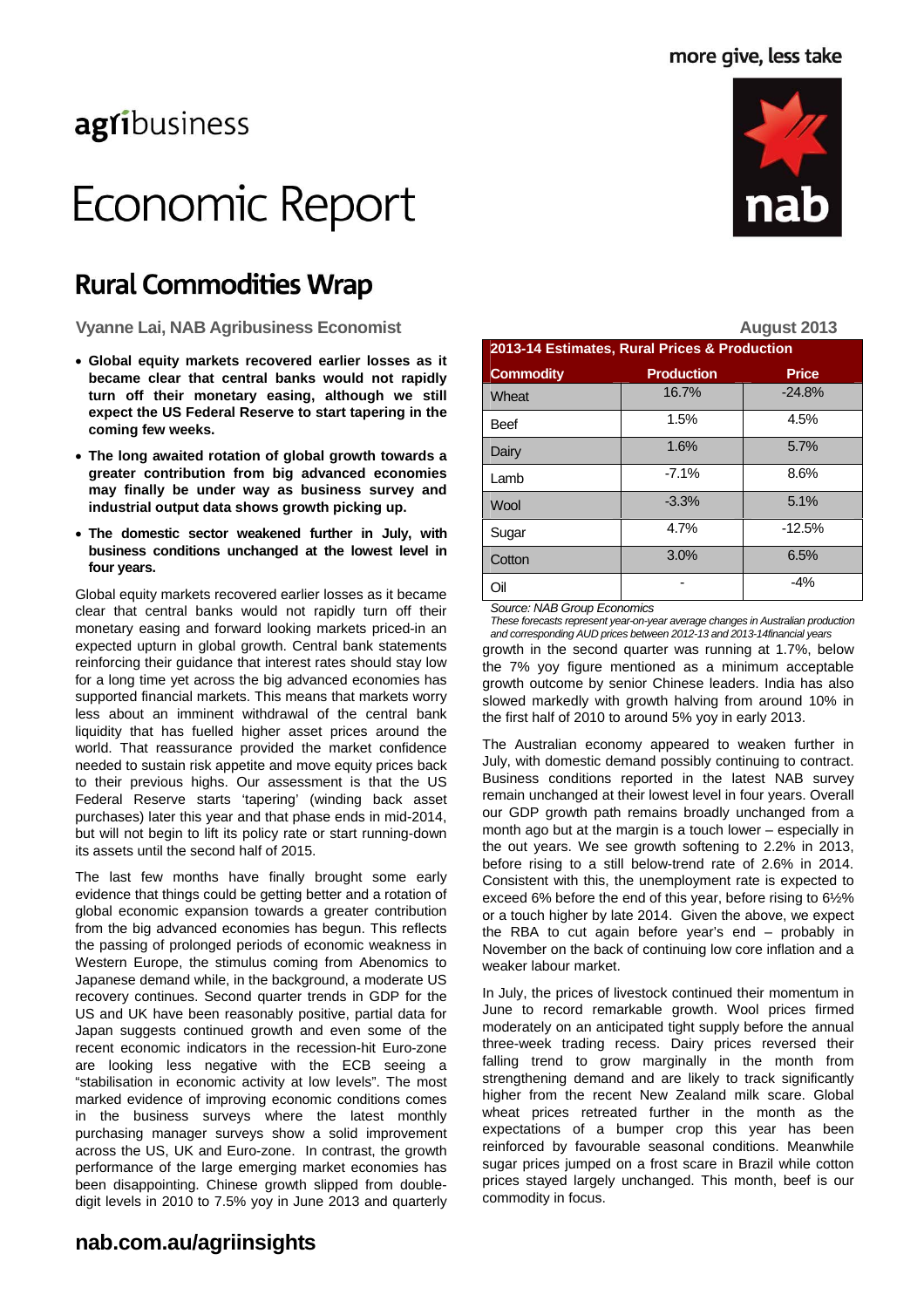more give, less take

agribusiness

# Economic Report

## Rural Commodities Wrap

Vyanne Lai, NAB Agribusiness Economist

August 2013

- **Global equity markets recovered earlier losses as it became clear that central banks would not rapidly turn off their monetary easing, although we still expect the US Federal Reserve to start tapering in the coming few weeks.**
- **The long awaited rotation of global growth towards a greater contribution from big advanced economies may finally be under way as business survey and industrial output data shows growth picking up.**
- **The domestic sector weakened further in July, with business conditions unchanged at the lowest level in four years.**

Global equity markets recovered earlier losses as it became clear that central banks would not rapidly turn off their monetary easing and forward looking markets priced-in an expected upturn in global growth. Central bank statements reinforcing their guidance that interest rates should stay low for a long time yet across the big advanced economies has supported financial markets. This means that markets worry less about an imminent withdrawal of the central bank liquidity that has fuelled higher asset prices around the world. That reassurance provided the market confidence needed to sustain risk appetite and move equity prices back to their previous highs. Our assessment is that the US Federal Reserve starts 'tapering' (winding back asset purchases) later this year and that phase ends in mid-2014, but will not begin to lift its policy rate or start running-down its assets until the second half of 2015.

The last few months have finally brought some early evidence that things could be getting better and a rotation of global economic expansion towards a greater contribution from the big advanced economies has begun. This reflects the passing of prolonged periods of economic weakness in Western Europe, the stimulus coming from Abenomics to Japanese demand while, in the background, a moderate US recovery continues. Second quarter trends in GDP for the US and UK have been reasonably positive, partial data for Japan suggests continued growth and even some of the recent economic indicators in the recession-hit Euro-zone are looking less negative with the ECB seeing a "stabilisation in economic activity at low levels". The most marked evidence of improving economic conditions comes in the business surveys where the latest monthly purchasing manager surveys show a solid improvement across the US, UK and Euro-zone. In contrast, the growth performance of the large emerging market economies has been disappointing. Chinese growth slipped from double-digit levels in 2010 to 7.5% yoy in June 2013 and quarterly growth in the second quarter was running at 1.7%, below the 7% yoy figure mentioned as a minimum acceptable growth outcome by senior Chinese leaders. India has also slowed markedly with growth halving from around 10% in the first half of 2010 to around 5% yoy in early 2013.

| 2013-14 Estimates, Rural Prices & Production | | |
|---|---|---|
| **Commodity** | **Production** | **Price** |
| Wheat | 16.7% | -24.8% |
| Beef | 1.5% | 4.5% |
| Dairy | 1.6% | 5.7% |
| Lamb | -7.1% | 8.6% |
| Wool | -3.3% | 5.1% |
| Sugar | 4.7% | -12.5% |
| Cotton | 3.0% | 6.5% |
| Oil | - | -4% |

*Source: NAB Group Economics*
*These forecasts represent year-on-year average changes in Australian production and corresponding AUD prices between 2012-13 and 2013-14financial years*

The Australian economy appeared to weaken further in July, with domestic demand possibly continuing to contract. Business conditions reported in the latest NAB survey remain unchanged at their lowest level in four years. Overall our GDP growth path remains broadly unchanged from a month ago but at the margin is a touch lower – especially in the out years. We see growth softening to 2.2% in 2013, before rising to a still below-trend rate of 2.6% in 2014. Consistent with this, the unemployment rate is expected to exceed 6% before the end of this year, before rising to 6½% or a touch higher by late 2014. Given the above, we expect the RBA to cut again before year's end – probably in November on the back of continuing low core inflation and a weaker labour market.

In July, the prices of livestock continued their momentum in June to record remarkable growth. Wool prices firmed moderately on an anticipated tight supply before the annual three-week trading recess. Dairy prices reversed their falling trend to grow marginally in the month from strengthening demand and are likely to track significantly higher from the recent New Zealand milk scare. Global wheat prices retreated further in the month as the expectations of a bumper crop this year has been reinforced by favourable seasonal conditions. Meanwhile sugar prices jumped on a frost scare in Brazil while cotton prices stayed largely unchanged. This month, beef is our commodity in focus.

**nab.com.au/agriinsights**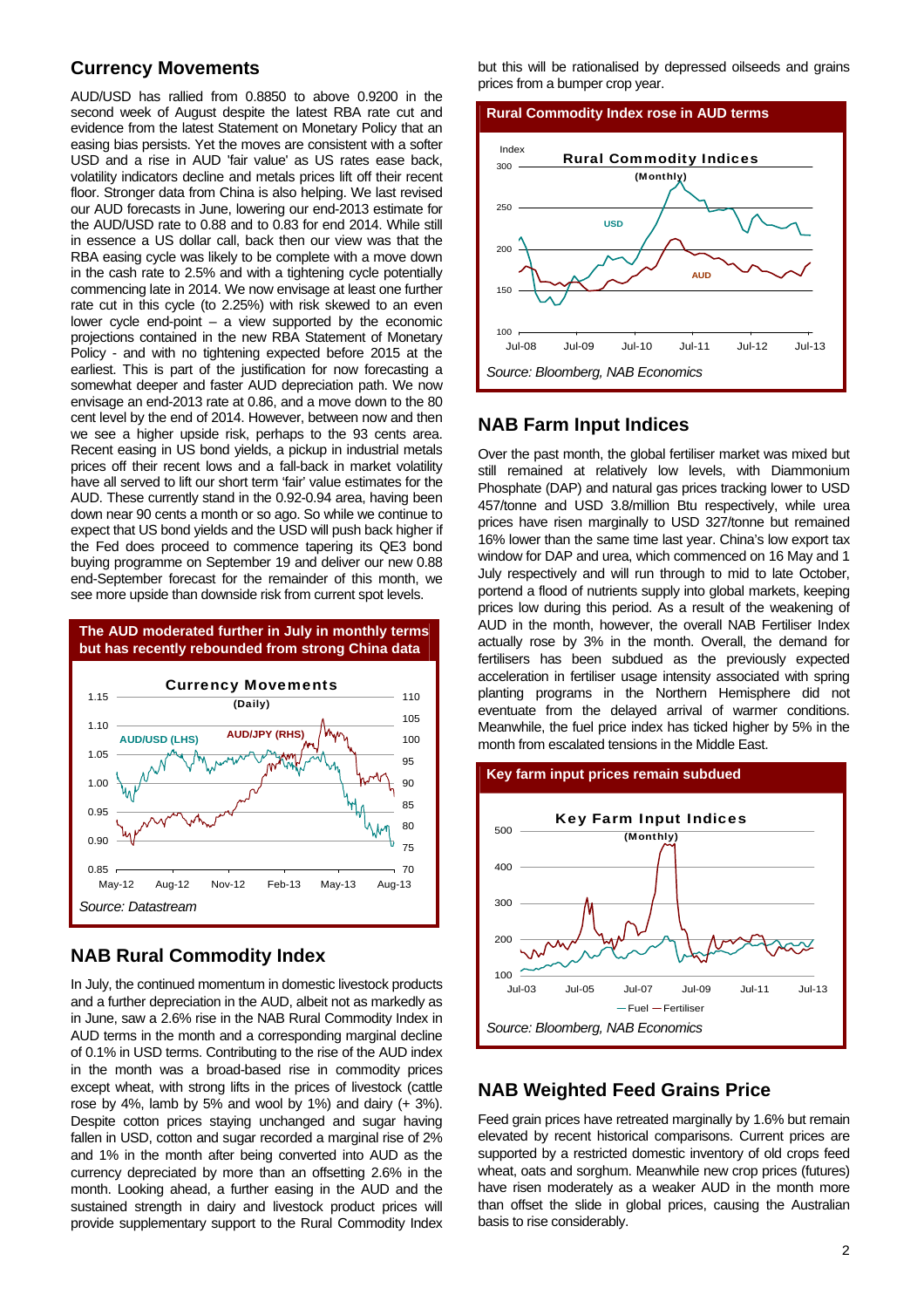## Currency Movements

AUD/USD has rallied from 0.8850 to above 0.9200 in the second week of August despite the latest RBA rate cut and evidence from the latest Statement on Monetary Policy that an easing bias persists. Yet the moves are consistent with a softer USD and a rise in AUD 'fair value' as US rates ease back, volatility indicators decline and metals prices lift off their recent floor. Stronger data from China is also helping. We last revised our AUD forecasts in June, lowering our end-2013 estimate for the AUD/USD rate to 0.88 and to 0.83 for end 2014. While still in essence a US dollar call, back then our view was that the RBA easing cycle was likely to be complete with a move down in the cash rate to 2.5% and with a tightening cycle potentially commencing late in 2014. We now envisage at least one further rate cut in this cycle (to 2.25%) with risk skewed to an even lower cycle end-point – a view supported by the economic projections contained in the new RBA Statement of Monetary Policy - and with no tightening expected before 2015 at the earliest. This is part of the justification for now forecasting a somewhat deeper and faster AUD depreciation path. We now envisage an end-2013 rate at 0.86, and a move down to the 80 cent level by the end of 2014. However, between now and then we see a higher upside risk, perhaps to the 93 cents area. Recent easing in US bond yields, a pickup in industrial metals prices off their recent lows and a fall-back in market volatility have all served to lift our short term 'fair' value estimates for the AUD. These currently stand in the 0.92-0.94 area, having been down near 90 cents a month or so ago. So while we continue to expect that US bond yields and the USD will push back higher if the Fed does proceed to commence tapering its QE3 bond buying programme on September 19 and deliver our new 0.88 end-September forecast for the remainder of this month, we see more upside than downside risk from current spot levels.

**The AUD moderated further in July in monthly terms but has recently rebounded from strong China data**

*Source: Datastream*

## NAB Rural Commodity Index

In July, the continued momentum in domestic livestock products and a further depreciation in the AUD, albeit not as markedly as in June, saw a 2.6% rise in the NAB Rural Commodity Index in AUD terms in the month and a corresponding marginal decline of 0.1% in USD terms. Contributing to the rise of the AUD index in the month was a broad-based rise in commodity prices except wheat, with strong lifts in the prices of livestock (cattle rose by 4%, lamb by 5% and wool by 1%) and dairy (+ 3%). Despite cotton prices staying unchanged and sugar having fallen in USD, cotton and sugar recorded a marginal rise of 2% and 1% in the month after being converted into AUD as the currency depreciated by more than an offsetting 2.6% in the month. Looking ahead, a further easing in the AUD and the sustained strength in dairy and livestock product prices will provide supplementary support to the Rural Commodity Index but this will be rationalised by depressed oilseeds and grains prices from a bumper crop year.

**Rural Commodity Index rose in AUD terms**

*Source: Bloomberg, NAB Economics*

## NAB Farm Input Indices

Over the past month, the global fertiliser market was mixed but still remained at relatively low levels, with Diammonium Phosphate (DAP) and natural gas prices tracking lower to USD 457/tonne and USD 3.8/million Btu respectively, while urea prices have risen marginally to USD 327/tonne but remained 16% lower than the same time last year. China's low export tax window for DAP and urea, which commenced on 16 May and 1 July respectively and will run through to mid to late October, portend a flood of nutrients supply into global markets, keeping prices low during this period. As a result of the weakening of AUD in the month, however, the overall NAB Fertiliser Index actually rose by 3% in the month. Overall, the demand for fertilisers has been subdued as the previously expected acceleration in fertiliser usage intensity associated with spring planting programs in the Northern Hemisphere did not eventuate from the delayed arrival of warmer conditions. Meanwhile, the fuel price index has ticked higher by 5% in the month from escalated tensions in the Middle East.

**Key farm input prices remain subdued**

*Source: Bloomberg, NAB Economics*

## NAB Weighted Feed Grains Price

Feed grain prices have retreated marginally by 1.6% but remain elevated by recent historical comparisons. Current prices are supported by a restricted domestic inventory of old crops feed wheat, oats and sorghum. Meanwhile new crop prices (futures) have risen moderately as a weaker AUD in the month more than offset the slide in global prices, causing the Australian basis to rise considerably.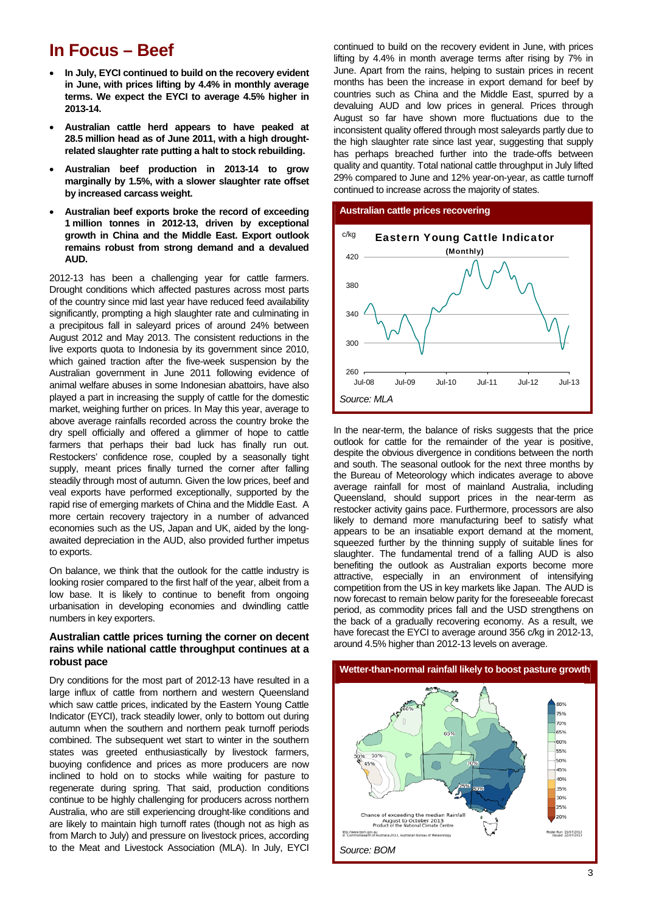# In Focus – Beef

- **In July, EYCI continued to build on the recovery evident in June, with prices lifting by 4.4% in monthly average terms. We expect the EYCI to average 4.5% higher in 2013-14.**
- **Australian cattle herd appears to have peaked at 28.5 million head as of June 2011, with a high drought-related slaughter rate putting a halt to stock rebuilding.**
- **Australian beef production in 2013-14 to grow marginally by 1.5%, with a slower slaughter rate offset by increased carcass weight.**
- **Australian beef exports broke the record of exceeding 1 million tonnes in 2012-13, driven by exceptional growth in China and the Middle East. Export outlook remains robust from strong demand and a devalued AUD.**

2012-13 has been a challenging year for cattle farmers. Drought conditions which affected pastures across most parts of the country since mid last year have reduced feed availability significantly, prompting a high slaughter rate and culminating in a precipitous fall in saleyard prices of around 24% between August 2012 and May 2013. The consistent reductions in the live exports quota to Indonesia by its government since 2010, which gained traction after the five-week suspension by the Australian government in June 2011 following evidence of animal welfare abuses in some Indonesian abattoirs, have also played a part in increasing the supply of cattle for the domestic market, weighing further on prices. In May this year, average to above average rainfalls recorded across the country broke the dry spell officially and offered a glimmer of hope to cattle farmers that perhaps their bad luck has finally run out. Restockers' confidence rose, coupled by a seasonally tight supply, meant prices finally turned the corner after falling steadily through most of autumn. Given the low prices, beef and veal exports have performed exceptionally, supported by the rapid rise of emerging markets of China and the Middle East. A more certain recovery trajectory in a number of advanced economies such as the US, Japan and UK, aided by the long-awaited depreciation in the AUD, also provided further impetus to exports.

On balance, we think that the outlook for the cattle industry is looking rosier compared to the first half of the year, albeit from a low base. It is likely to continue to benefit from ongoing urbanisation in developing economies and dwindling cattle numbers in key exporters.

### Australian cattle prices turning the corner on decent rains while national cattle throughput continues at a robust pace

Dry conditions for the most part of 2012-13 have resulted in a large influx of cattle from northern and western Queensland which saw cattle prices, indicated by the Eastern Young Cattle Indicator (EYCI), track steadily lower, only to bottom out during autumn when the southern and northern peak turnoff periods combined. The subsequent wet start to winter in the southern states was greeted enthusiastically by livestock farmers, buoying confidence and prices as more producers are now inclined to hold on to stocks while waiting for pasture to regenerate during spring. That said, production conditions continue to be highly challenging for producers across northern Australia, who are still experiencing drought-like conditions and are likely to maintain high turnoff rates (though not as high as from March to July) and pressure on livestock prices, according to the Meat and Livestock Association (MLA). In July, EYCI continued to build on the recovery evident in June, with prices lifting by 4.4% in month average terms after rising by 7% in June. Apart from the rains, helping to sustain prices in recent months has been the increase in export demand for beef by countries such as China and the Middle East, spurred by a devaluing AUD and low prices in general. Prices through August so far have shown more fluctuations due to the inconsistent quality offered through most saleyards partly due to the high slaughter rate since last year, suggesting that supply has perhaps breached further into the trade-offs between quality and quantity. Total national cattle throughput in July lifted 29% compared to June and 12% year-on-year, as cattle turnoff continued to increase across the majority of states.

**Australian cattle prices recovering**

Source: MLA

In the near-term, the balance of risks suggests that the price outlook for cattle for the remainder of the year is positive, despite the obvious divergence in conditions between the north and south. The seasonal outlook for the next three months by the Bureau of Meteorology which indicates average to above average rainfall for most of mainland Australia, including Queensland, should support prices in the near-term as restocker activity gains pace. Furthermore, processors are also likely to demand more manufacturing beef to satisfy what appears to be an insatiable export demand at the moment, squeezed further by the thinning supply of suitable lines for slaughter. The fundamental trend of a falling AUD is also benefiting the outlook as Australian exports become more attractive, especially in an environment of intensifying competition from the US in key markets like Japan. The AUD is now forecast to remain below parity for the foreseeable forecast period, as commodity prices fall and the USD strengthens on the back of a gradually recovering economy. As a result, we have forecast the EYCI to average around 356 c/kg in 2012-13, around 4.5% higher than 2012-13 levels on average.

**Wetter-than-normal rainfall likely to boost pasture growth**

Source: BOM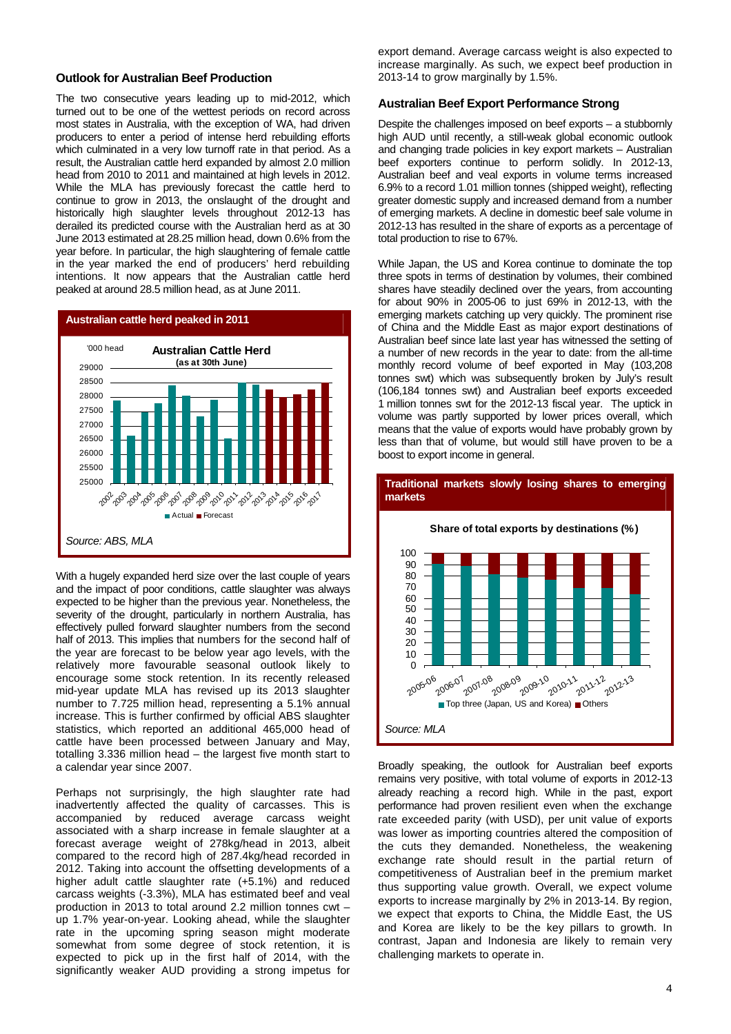## Outlook for Australian Beef Production

The two consecutive years leading up to mid-2012, which turned out to be one of the wettest periods on record across most states in Australia, with the exception of WA, had driven producers to enter a period of intense herd rebuilding efforts which culminated in a very low turnoff rate in that period. As a result, the Australian cattle herd expanded by almost 2.0 million head from 2010 to 2011 and maintained at high levels in 2012. While the MLA has previously forecast the cattle herd to continue to grow in 2013, the onslaught of the drought and historically high slaughter levels throughout 2012-13 has derailed its predicted course with the Australian herd as at 30 June 2013 estimated at 28.25 million head, down 0.6% from the year before. In particular, the high slaughtering of female cattle in the year marked the end of producers' herd rebuilding intentions. It now appears that the Australian cattle herd peaked at around 28.5 million head, as at June 2011.

**Australian cattle herd peaked in 2011**

Australian Cattle Herd (as at 30th June) — '000 head, 2002–2017, Actual / Forecast

*Source: ABS, MLA*

With a hugely expanded herd size over the last couple of years and the impact of poor conditions, cattle slaughter was always expected to be higher than the previous year. Nonetheless, the severity of the drought, particularly in northern Australia, has effectively pulled forward slaughter numbers from the second half of 2013. This implies that numbers for the second half of the year are forecast to be below year ago levels, with the relatively more favourable seasonal outlook likely to encourage some stock retention. In its recently released mid-year update MLA has revised up its 2013 slaughter number to 7.725 million head, representing a 5.1% annual increase. This is further confirmed by official ABS slaughter statistics, which reported an additional 465,000 head of cattle have been processed between January and May, totalling 3.336 million head – the largest five month start to a calendar year since 2007.

Perhaps not surprisingly, the high slaughter rate had inadvertently affected the quality of carcasses. This is accompanied by reduced average carcass weight associated with a sharp increase in female slaughter at a forecast average weight of 278kg/head in 2013, albeit compared to the record high of 287.4kg/head recorded in 2012. Taking into account the offsetting developments of a higher adult cattle slaughter rate (+5.1%) and reduced carcass weights (-3.3%), MLA has estimated beef and veal production in 2013 to total around 2.2 million tonnes cwt – up 1.7% year-on-year. Looking ahead, while the slaughter rate in the upcoming spring season might moderate somewhat from some degree of stock retention, it is expected to pick up in the first half of 2014, with the significantly weaker AUD providing a strong impetus for export demand. Average carcass weight is also expected to increase marginally. As such, we expect beef production in 2013-14 to grow marginally by 1.5%.

## Australian Beef Export Performance Strong

Despite the challenges imposed on beef exports – a stubbornly high AUD until recently, a still-weak global economic outlook and changing trade policies in key export markets – Australian beef exporters continue to perform solidly. In 2012-13, Australian beef and veal exports in volume terms increased 6.9% to a record 1.01 million tonnes (shipped weight), reflecting greater domestic supply and increased demand from a number of emerging markets. A decline in domestic beef sale volume in 2012-13 has resulted in the share of exports as a percentage of total production to rise to 67%.

While Japan, the US and Korea continue to dominate the top three spots in terms of destination by volumes, their combined shares have steadily declined over the years, from accounting for about 90% in 2005-06 to just 69% in 2012-13, with the emerging markets catching up very quickly. The prominent rise of China and the Middle East as major export destinations of Australian beef since late last year has witnessed the setting of a number of new records in the year to date: from the all-time monthly record volume of beef exported in May (103,208 tonnes swt) which was subsequently broken by July's result (106,184 tonnes swt) and Australian beef exports exceeded 1 million tonnes swt for the 2012-13 fiscal year. The uptick in volume was partly supported by lower prices overall, which means that the value of exports would have probably grown by less than that of volume, but would still have proven to be a boost to export income in general.

**Traditional markets slowly losing shares to emerging markets**

Share of total exports by destinations (%) — 2005-06 to 2012-13, Top three (Japan, US and Korea) / Others

*Source: MLA*

Broadly speaking, the outlook for Australian beef exports remains very positive, with total volume of exports in 2012-13 already reaching a record high. While in the past, export performance had proven resilient even when the exchange rate exceeded parity (with USD), per unit value of exports was lower as importing countries altered the composition of the cuts they demanded. Nonetheless, the weakening exchange rate should result in the partial return of competitiveness of Australian beef in the premium market thus supporting value growth. Overall, we expect volume exports to increase marginally by 2% in 2013-14. By region, we expect that exports to China, the Middle East, the US and Korea are likely to be the key pillars to growth. In contrast, Japan and Indonesia are likely to remain very challenging markets to operate in.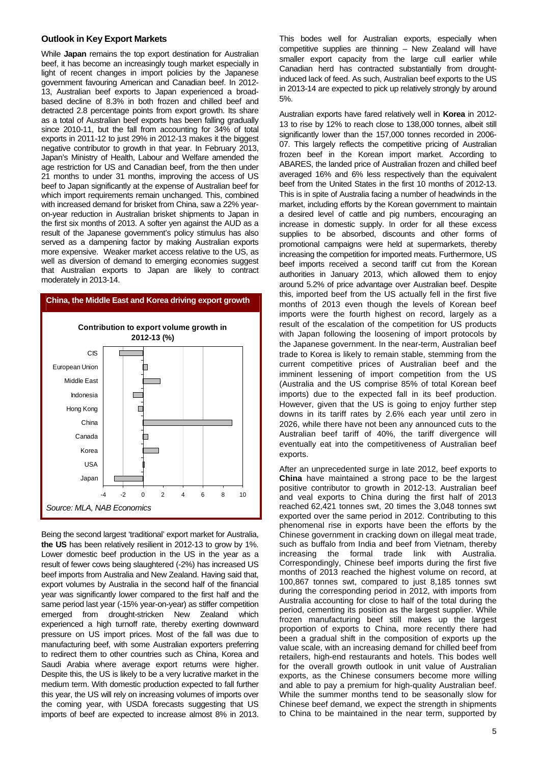## Outlook in Key Export Markets

While **Japan** remains the top export destination for Australian beef, it has become an increasingly tough market especially in light of recent changes in import policies by the Japanese government favouring American and Canadian beef. In 2012-13, Australian beef exports to Japan experienced a broad-based decline of 8.3% in both frozen and chilled beef and detracted 2.8 percentage points from export growth. Its share as a total of Australian beef exports has been falling gradually since 2010-11, but the fall from accounting for 34% of total exports in 2011-12 to just 29% in 2012-13 makes it the biggest negative contributor to growth in that year. In February 2013, Japan's Ministry of Health, Labour and Welfare amended the age restriction for US and Canadian beef, from the then under 21 months to under 31 months, improving the access of US beef to Japan significantly at the expense of Australian beef for which import requirements remain unchanged. This, combined with increased demand for brisket from China, saw a 22% year-on-year reduction in Australian brisket shipments to Japan in the first six months of 2013. A softer yen against the AUD as a result of the Japanese government's policy stimulus has also served as a dampening factor by making Australian exports more expensive. Weaker market access relative to the US, as well as diversion of demand to emerging economies suggest that Australian exports to Japan are likely to contract moderately in 2013-14.

**China, the Middle East and Korea driving export growth**

**Contribution to export volume growth in 2012-13 (%)**

| Market | Contribution (approx. %) |
| --- | --- |
| CIS | -2.4 |
| European Union | 0.4 |
| Middle East | 1.7 |
| Indonesia | -1.0 |
| Hong Kong | -0.5 |
| China | 8.9 |
| Canada | 0.5 |
| Korea | 1.5 |
| USA | 0.1 |
| Japan | -2.8 |

*Source: MLA, NAB Economics*

Being the second largest 'traditional' export market for Australia, **the US** has been relatively resilient in 2012-13 to grow by 1%. Lower domestic beef production in the US in the year as a result of fewer cows being slaughtered (-2%) has increased US beef imports from Australia and New Zealand. Having said that, export volumes by Australia in the second half of the financial year was significantly lower compared to the first half and the same period last year (-15% year-on-year) as stiffer competition emerged from drought-stricken New Zealand which experienced a high turnoff rate, thereby exerting downward pressure on US import prices. Most of the fall was due to manufacturing beef, with some Australian exporters preferring to redirect them to other countries such as China, Korea and Saudi Arabia where average export returns were higher. Despite this, the US is likely to be a very lucrative market in the medium term. With domestic production expected to fall further this year, the US will rely on increasing volumes of imports over the coming year, with USDA forecasts suggesting that US imports of beef are expected to increase almost 8% in 2013. This bodes well for Australian exports, especially when competitive supplies are thinning – New Zealand will have smaller export capacity from the large cull earlier while Canadian herd has contracted substantially from drought-induced lack of feed. As such, Australian beef exports to the US in 2013-14 are expected to pick up relatively strongly by around 5%.

Australian exports have fared relatively well in **Korea** in 2012-13 to rise by 12% to reach close to 138,000 tonnes, albeit still significantly lower than the 157,000 tonnes recorded in 2006-07. This largely reflects the competitive pricing of Australian frozen beef in the Korean import market. According to ABARES, the landed price of Australian frozen and chilled beef averaged 16% and 6% less respectively than the equivalent beef from the United States in the first 10 months of 2012-13. This is in spite of Australia facing a number of headwinds in the market, including efforts by the Korean government to maintain a desired level of cattle and pig numbers, encouraging an increase in domestic supply. In order for all these excess supplies to be absorbed, discounts and other forms of promotional campaigns were held at supermarkets, thereby increasing the competition for imported meats. Furthermore, US beef imports received a second tariff cut from the Korean authorities in January 2013, which allowed them to enjoy around 5.2% of price advantage over Australian beef. Despite this, imported beef from the US actually fell in the first five months of 2013 even though the levels of Korean beef imports were the fourth highest on record, largely as a result of the escalation of the competition for US products with Japan following the loosening of import protocols by the Japanese government. In the near-term, Australian beef trade to Korea is likely to remain stable, stemming from the current competitive prices of Australian beef and the imminent lessening of import competition from the US (Australia and the US comprise 85% of total Korean beef imports) due to the expected fall in its beef production. However, given that the US is going to enjoy further step downs in its tariff rates by 2.6% each year until zero in 2026, while there have not been any announced cuts to the Australian beef tariff of 40%, the tariff divergence will eventually eat into the competitiveness of Australian beef exports.

After an unprecedented surge in late 2012, beef exports to **China** have maintained a strong pace to be the largest positive contributor to growth in 2012-13. Australian beef and veal exports to China during the first half of 2013 reached 62,421 tonnes swt, 20 times the 3,048 tonnes swt exported over the same period in 2012. Contributing to this phenomenal rise in exports have been the efforts by the Chinese government in cracking down on illegal meat trade, such as buffalo from India and beef from Vietnam, thereby increasing the formal trade link with Australia. Correspondingly, Chinese beef imports during the first five months of 2013 reached the highest volume on record, at 100,867 tonnes swt, compared to just 8,185 tonnes swt during the corresponding period in 2012, with imports from Australia accounting for close to half of the total during the period, cementing its position as the largest supplier. While frozen manufacturing beef still makes up the largest proportion of exports to China, more recently there had been a gradual shift in the composition of exports up the value scale, with an increasing demand for chilled beef from retailers, high-end restaurants and hotels. This bodes well for the overall growth outlook in unit value of Australian exports, as the Chinese consumers become more willing and able to pay a premium for high-quality Australian beef. While the summer months tend to be seasonally slow for Chinese beef demand, we expect the strength in shipments to China to be maintained in the near term, supported by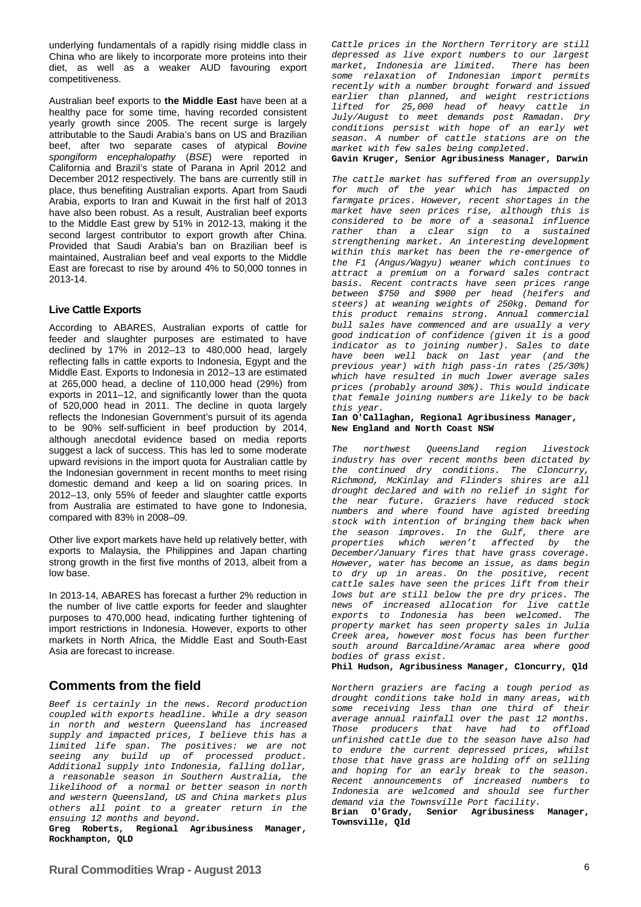underlying fundamentals of a rapidly rising middle class in China who are likely to incorporate more proteins into their diet, as well as a weaker AUD favouring export competitiveness.

Australian beef exports to **the Middle East** have been at a healthy pace for some time, having recorded consistent yearly growth since 2005. The recent surge is largely attributable to the Saudi Arabia's bans on US and Brazilian beef, after two separate cases of atypical *Bovine spongiform encephalopathy* (*BSE*) were reported in California and Brazil's state of Parana in April 2012 and December 2012 respectively. The bans are currently still in place, thus benefiting Australian exports. Apart from Saudi Arabia, exports to Iran and Kuwait in the first half of 2013 have also been robust. As a result, Australian beef exports to the Middle East grew by 51% in 2012-13, making it the second largest contributor to export growth after China. Provided that Saudi Arabia's ban on Brazilian beef is maintained, Australian beef and veal exports to the Middle East are forecast to rise by around 4% to 50,000 tonnes in 2013-14.

### Live Cattle Exports

According to ABARES, Australian exports of cattle for feeder and slaughter purposes are estimated to have declined by 17% in 2012–13 to 480,000 head, largely reflecting falls in cattle exports to Indonesia, Egypt and the Middle East. Exports to Indonesia in 2012–13 are estimated at 265,000 head, a decline of 110,000 head (29%) from exports in 2011–12, and significantly lower than the quota of 520,000 head in 2011. The decline in quota largely reflects the Indonesian Government's pursuit of its agenda to be 90% self-sufficient in beef production by 2014, although anecdotal evidence based on media reports suggest a lack of success. This has led to some moderate upward revisions in the import quota for Australian cattle by the Indonesian government in recent months to meet rising domestic demand and keep a lid on soaring prices. In 2012–13, only 55% of feeder and slaughter cattle exports from Australia are estimated to have gone to Indonesia, compared with 83% in 2008–09.

Other live export markets have held up relatively better, with exports to Malaysia, the Philippines and Japan charting strong growth in the first five months of 2013, albeit from a low base.

In 2013-14, ABARES has forecast a further 2% reduction in the number of live cattle exports for feeder and slaughter purposes to 470,000 head, indicating further tightening of import restrictions in Indonesia. However, exports to other markets in North Africa, the Middle East and South-East Asia are forecast to increase.

## Comments from the field

*Beef is certainly in the news. Record production coupled with exports headline. While a dry season in north and western Queensland has increased supply and impacted prices, I believe this has a limited life span. The positives: we are not seeing any build up of processed product. Additional supply into Indonesia, falling dollar, a reasonable season in Southern Australia, the likelihood of a normal or better season in north and western Queensland, US and China markets plus others all point to a greater return in the ensuing 12 months and beyond.*
**Greg Roberts, Regional Agribusiness Manager, Rockhampton, QLD**

*Cattle prices in the Northern Territory are still depressed as live export numbers to our largest market, Indonesia are limited. There has been some relaxation of Indonesian import permits recently with a number brought forward and issued earlier than planned, and weight restrictions lifted for 25,000 head of heavy cattle in July/August to meet demands post Ramadan. Dry conditions persist with hope of an early wet season. A number of cattle stations are on the market with few sales being completed.*
**Gavin Kruger, Senior Agribusiness Manager, Darwin**

*The cattle market has suffered from an oversupply for much of the year which has impacted on farmgate prices. However, recent shortages in the market have seen prices rise, although this is considered to be more of a seasonal influence rather than a clear sign to a sustained strengthening market. An interesting development within this market has been the re-emergence of the F1 (Angus/Wagyu) weaner which continues to attract a premium on a forward sales contract basis. Recent contracts have seen prices range between $750 and $900 per head (heifers and steers) at weaning weights of 250kg. Demand for this product remains strong. Annual commercial bull sales have commenced and are usually a very good indication of confidence (given it is a good indicator as to joining number). Sales to date have been well back on last year (and the previous year) with high pass-in rates (25/30%) which have resulted in much lower average sales prices (probably around 30%). This would indicate that female joining numbers are likely to be back this year.*
**Ian O'Callaghan, Regional Agribusiness Manager, New England and North Coast NSW**

*The northwest Queensland region livestock industry has over recent months been dictated by the continued dry conditions. The Cloncurry, Richmond, McKinlay and Flinders shires are all drought declared and with no relief in sight for the near future. Graziers have reduced stock numbers and where found have agisted breeding stock with intention of bringing them back when the season improves. In the Gulf, there are properties which weren't affected by the December/January fires that have grass coverage. However, water has become an issue, as dams begin to dry up in areas. On the positive, recent cattle sales have seen the prices lift from their lows but are still below the pre dry prices. The news of increased allocation for live cattle exports to Indonesia has been welcomed. The property market has seen property sales in Julia Creek area, however most focus has been further south around Barcaldine/Aramac area where good bodies of grass exist.*
**Phil Hudson, Agribusiness Manager, Cloncurry, Qld**

*Northern graziers are facing a tough period as drought conditions take hold in many areas, with some receiving less than one third of their average annual rainfall over the past 12 months. Those producers that have had to offload unfinished cattle due to the season have also had to endure the current depressed prices, whilst those that have grass are holding off on selling and hoping for an early break to the season. Recent announcements of increased numbers to Indonesia are welcomed and should see further demand via the Townsville Port facility.*
**Brian O'Grady, Senior Agribusiness Manager, Townsville, Qld**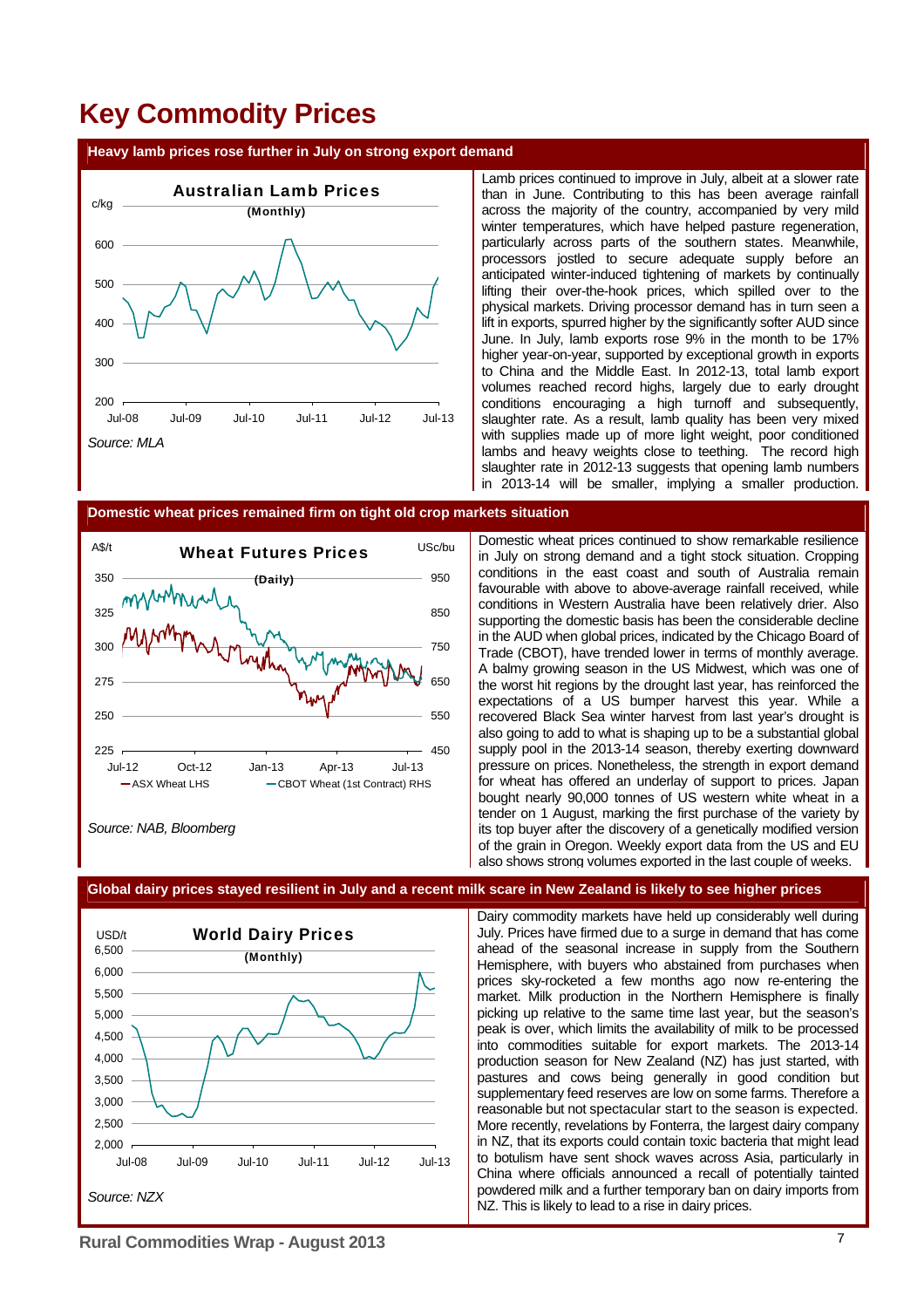# Key Commodity Prices

## Heavy lamb prices rose further in July on strong export demand

**Australian Lamb Prices**
(Monthly)

Source: MLA

Lamb prices continued to improve in July, albeit at a slower rate than in June. Contributing to this has been average rainfall across the majority of the country, accompanied by very mild winter temperatures, which have helped pasture regeneration, particularly across parts of the southern states. Meanwhile, processors jostled to secure adequate supply before an anticipated winter-induced tightening of markets by continually lifting their over-the-hook prices, which spilled over to the physical markets. Driving processor demand has in turn seen a lift in exports, spurred higher by the significantly softer AUD since June. In July, lamb exports rose 9% in the month to be 17% higher year-on-year, supported by exceptional growth in exports to China and the Middle East. In 2012-13, total lamb export volumes reached record highs, largely due to early drought conditions encouraging a high turnoff and subsequently, slaughter rate. As a result, lamb quality has been very mixed with supplies made up of more light weight, poor conditioned lambs and heavy weights close to teething. The record high slaughter rate in 2012-13 suggests that opening lamb numbers in 2013-14 will be smaller, implying a smaller production.

## Domestic wheat prices remained firm on tight old crop markets situation

**Wheat Futures Prices**
(Daily)

— ASX Wheat LHS — CBOT Wheat (1st Contract) RHS

Source: NAB, Bloomberg

Domestic wheat prices continued to show remarkable resilience in July on strong demand and a tight stock situation. Cropping conditions in the east coast and south of Australia remain favourable with above to above-average rainfall received, while conditions in Western Australia have been relatively drier. Also supporting the domestic basis has been the considerable decline in the AUD when global prices, indicated by the Chicago Board of Trade (CBOT), have trended lower in terms of monthly average. A balmy growing season in the US Midwest, which was one of the worst hit regions by the drought last year, has reinforced the expectations of a US bumper harvest this year. While a recovered Black Sea winter harvest from last year's drought is also going to add to what is shaping up to be a substantial global supply pool in the 2013-14 season, thereby exerting downward pressure on prices. Nonetheless, the strength in export demand for wheat has offered an underlay of support to prices. Japan bought nearly 90,000 tonnes of US western white wheat in a tender on 1 August, marking the first purchase of the variety by its top buyer after the discovery of a genetically modified version of the grain in Oregon. Weekly export data from the US and EU also shows strong volumes exported in the last couple of weeks.

## Global dairy prices stayed resilient in July and a recent milk scare in New Zealand is likely to see higher prices

**World Dairy Prices**
(Monthly)

Source: NZX

Dairy commodity markets have held up considerably well during July. Prices have firmed due to a surge in demand that has come ahead of the seasonal increase in supply from the Southern Hemisphere, with buyers who abstained from purchases when prices sky-rocketed a few months ago now re-entering the market. Milk production in the Northern Hemisphere is finally picking up relative to the same time last year, but the season's peak is over, which limits the availability of milk to be processed into commodities suitable for export markets. The 2013-14 production season for New Zealand (NZ) has just started, with pastures and cows being generally in good condition but supplementary feed reserves are low on some farms. Therefore a reasonable but not spectacular start to the season is expected. More recently, revelations by Fonterra, the largest dairy company in NZ, that its exports could contain toxic bacteria that might lead to botulism have sent shock waves across Asia, particularly in China where officials announced a recall of potentially tainted powdered milk and a further temporary ban on dairy imports from NZ. This is likely to lead to a rise in dairy prices.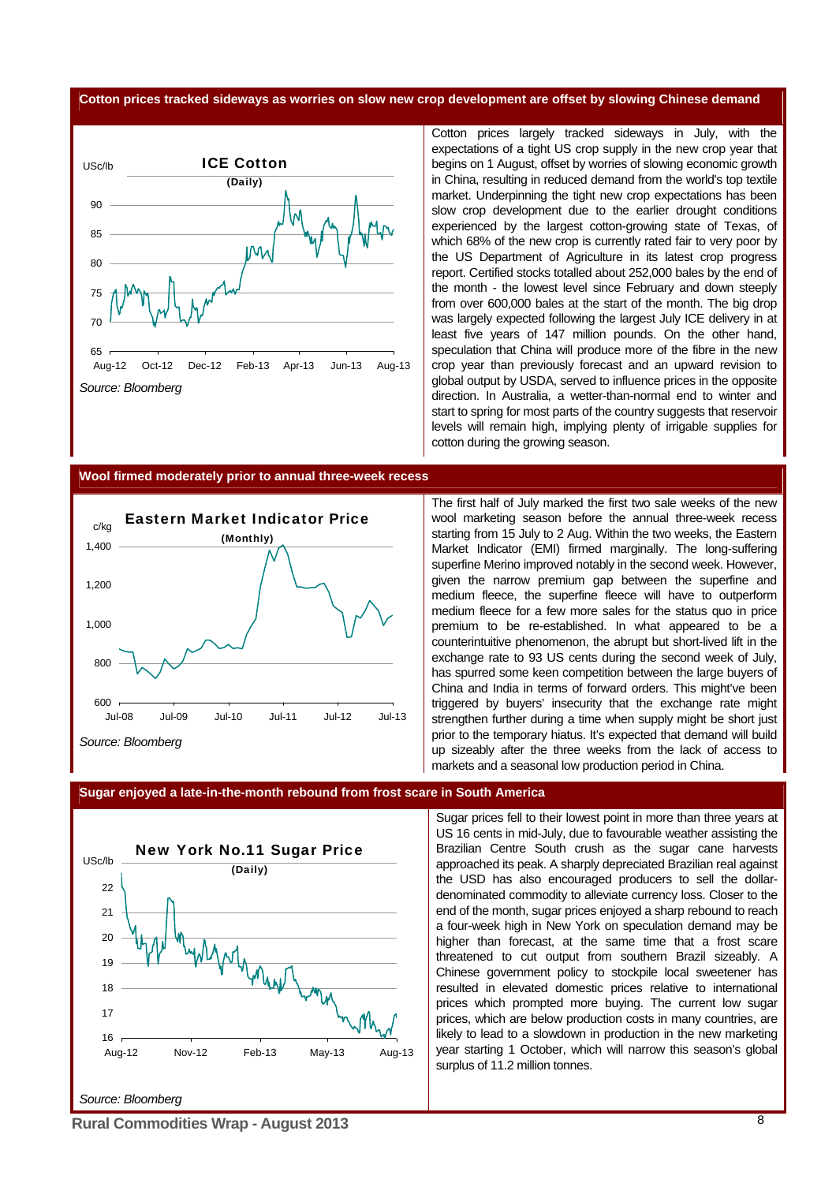## Cotton prices tracked sideways as worries on slow new crop development are offset by slowing Chinese demand

**ICE Cotton** (Daily)

USc/lb

Source: Bloomberg

Cotton prices largely tracked sideways in July, with the expectations of a tight US crop supply in the new crop year that begins on 1 August, offset by worries of slowing economic growth in China, resulting in reduced demand from the world's top textile market. Underpinning the tight new crop expectations has been slow crop development due to the earlier drought conditions experienced by the largest cotton-growing state of Texas, of which 68% of the new crop is currently rated fair to very poor by the US Department of Agriculture in its latest crop progress report. Certified stocks totalled about 252,000 bales by the end of the month - the lowest level since February and down steeply from over 600,000 bales at the start of the month. The big drop was largely expected following the largest July ICE delivery in at least five years of 147 million pounds. On the other hand, speculation that China will produce more of the fibre in the new crop year than previously forecast and an upward revision to global output by USDA, served to influence prices in the opposite direction. In Australia, a wetter-than-normal end to winter and start to spring for most parts of the country suggests that reservoir levels will remain high, implying plenty of irrigable supplies for cotton during the growing season.

## Wool firmed moderately prior to annual three-week recess

**Eastern Market Indicator Price** (Monthly)

c/kg

Source: Bloomberg

The first half of July marked the first two sale weeks of the new wool marketing season before the annual three-week recess starting from 15 July to 2 Aug. Within the two weeks, the Eastern Market Indicator (EMI) firmed marginally. The long-suffering superfine Merino improved notably in the second week. However, given the narrow premium gap between the superfine and medium fleece, the superfine fleece will have to outperform medium fleece for a few more sales for the status quo in price premium to be re-established. In what appeared to be a counterintuitive phenomenon, the abrupt but short-lived lift in the exchange rate to 93 US cents during the second week of July, has spurred some keen competition between the large buyers of China and India in terms of forward orders. This might've been triggered by buyers' insecurity that the exchange rate might strengthen further during a time when supply might be short just prior to the temporary hiatus. It's expected that demand will build up sizeably after the three weeks from the lack of access to markets and a seasonal low production period in China.

## Sugar enjoyed a late-in-the-month rebound from frost scare in South America

**New York No.11 Sugar Price** (Daily)

USc/lb

Source: Bloomberg

Sugar prices fell to their lowest point in more than three years at US 16 cents in mid-July, due to favourable weather assisting the Brazilian Centre South crush as the sugar cane harvests approached its peak. A sharply depreciated Brazilian real against the USD has also encouraged producers to sell the dollar-denominated commodity to alleviate currency loss. Closer to the end of the month, sugar prices enjoyed a sharp rebound to reach a four-week high in New York on speculation demand may be higher than forecast, at the same time that a frost scare threatened to cut output from southern Brazil sizeably. A Chinese government policy to stockpile local sweetener has resulted in elevated domestic prices relative to international prices which prompted more buying. The current low sugar prices, which are below production costs in many countries, are likely to lead to a slowdown in production in the new marketing year starting 1 October, which will narrow this season's global surplus of 11.2 million tonnes.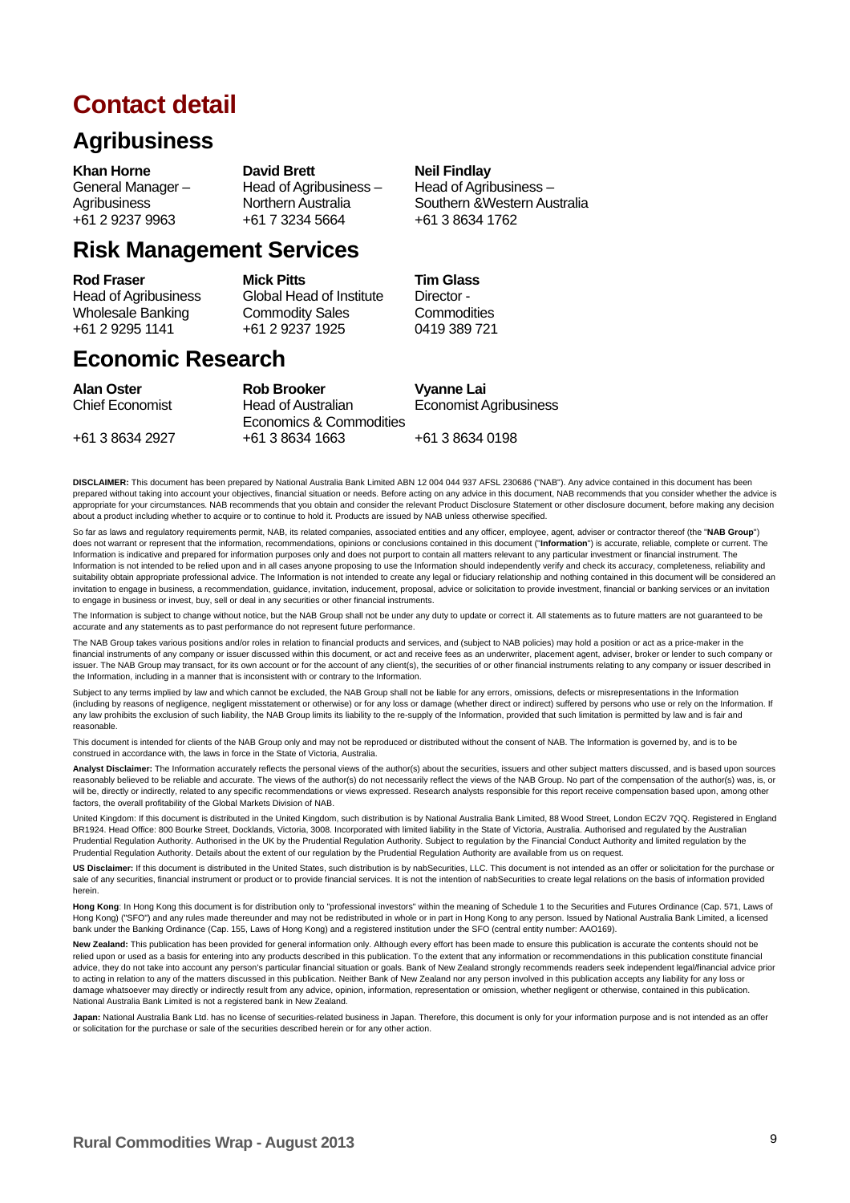# Contact detail

## Agribusiness

**Khan Horne**
General Manager – Agribusiness
+61 2 9237 9963

**David Brett**
Head of Agribusiness – Northern Australia
+61 7 3234 5664

**Neil Findlay**
Head of Agribusiness – Southern &Western Australia
+61 3 8634 1762

## Risk Management Services

**Rod Fraser**
Head of Agribusiness Wholesale Banking
+61 2 9295 1141

**Mick Pitts**
Global Head of Institute Commodity Sales
+61 2 9237 1925

**Tim Glass**
Director - Commodities
0419 389 721

## Economic Research

**Alan Oster**
Chief Economist
+61 3 8634 2927

**Rob Brooker**
Head of Australian Economics & Commodities
+61 3 8634 1663

**Vyanne Lai**
Economist Agribusiness
+61 3 8634 0198

**DISCLAIMER:** This document has been prepared by National Australia Bank Limited ABN 12 004 044 937 AFSL 230686 ("NAB"). Any advice contained in this document has been prepared without taking into account your objectives, financial situation or needs. Before acting on any advice in this document, NAB recommends that you consider whether the advice is appropriate for your circumstances. NAB recommends that you obtain and consider the relevant Product Disclosure Statement or other disclosure document, before making any decision about a product including whether to acquire or to continue to hold it. Products are issued by NAB unless otherwise specified.

So far as laws and regulatory requirements permit, NAB, its related companies, associated entities and any officer, employee, agent, adviser or contractor thereof (the "**NAB Group**") does not warrant or represent that the information, recommendations, opinions or conclusions contained in this document ("**Information**") is accurate, reliable, complete or current. The Information is indicative and prepared for information purposes only and does not purport to contain all matters relevant to any particular investment or financial instrument. The Information is not intended to be relied upon and in all cases anyone proposing to use the Information should independently verify and check its accuracy, completeness, reliability and suitability obtain appropriate professional advice. The Information is not intended to create any legal or fiduciary relationship and nothing contained in this document will be considered an invitation to engage in business, a recommendation, guidance, invitation, inducement, proposal, advice or solicitation to provide investment, financial or banking services or an invitation to engage in business or invest, buy, sell or deal in any securities or other financial instruments.

The Information is subject to change without notice, but the NAB Group shall not be under any duty to update or correct it. All statements as to future matters are not guaranteed to be accurate and any statements as to past performance do not represent future performance.

The NAB Group takes various positions and/or roles in relation to financial products and services, and (subject to NAB policies) may hold a position or act as a price-maker in the financial instruments of any company or issuer discussed within this document, or act and receive fees as an underwriter, placement agent, adviser, broker or lender to such company or issuer. The NAB Group may transact, for its own account or for the account of any client(s), the securities of or other financial instruments relating to any company or issuer described in the Information, including in a manner that is inconsistent with or contrary to the Information.

Subject to any terms implied by law and which cannot be excluded, the NAB Group shall not be liable for any errors, omissions, defects or misrepresentations in the Information (including by reasons of negligence, negligent misstatement or otherwise) or for any loss or damage (whether direct or indirect) suffered by persons who use or rely on the Information. If any law prohibits the exclusion of such liability, the NAB Group limits its liability to the re-supply of the Information, provided that such limitation is permitted by law and is fair and reasonable.

This document is intended for clients of the NAB Group only and may not be reproduced or distributed without the consent of NAB. The Information is governed by, and is to be construed in accordance with, the laws in force in the State of Victoria, Australia.

**Analyst Disclaimer:** The Information accurately reflects the personal views of the author(s) about the securities, issuers and other subject matters discussed, and is based upon sources reasonably believed to be reliable and accurate. The views of the author(s) do not necessarily reflect the views of the NAB Group. No part of the compensation of the author(s) was, is, or will be, directly or indirectly, related to any specific recommendations or views expressed. Research analysts responsible for this report receive compensation based upon, among other factors, the overall profitability of the Global Markets Division of NAB.

United Kingdom: If this document is distributed in the United Kingdom, such distribution is by National Australia Bank Limited, 88 Wood Street, London EC2V 7QQ. Registered in England BR1924. Head Office: 800 Bourke Street, Docklands, Victoria, 3008. Incorporated with limited liability in the State of Victoria, Australia. Authorised and regulated by the Australian Prudential Regulation Authority. Authorised in the UK by the Prudential Regulation Authority. Subject to regulation by the Financial Conduct Authority and limited regulation by the Prudential Regulation Authority. Details about the extent of our regulation by the Prudential Regulation Authority are available from us on request.

**US Disclaimer:** If this document is distributed in the United States, such distribution is by nabSecurities, LLC. This document is not intended as an offer or solicitation for the purchase or sale of any securities, financial instrument or product or to provide financial services. It is not the intention of nabSecurities to create legal relations on the basis of information provided herein.

**Hong Kong**: In Hong Kong this document is for distribution only to "professional investors" within the meaning of Schedule 1 to the Securities and Futures Ordinance (Cap. 571, Laws of Hong Kong) ("SFO") and any rules made thereunder and may not be redistributed in whole or in part in Hong Kong to any person. Issued by National Australia Bank Limited, a licensed bank under the Banking Ordinance (Cap. 155, Laws of Hong Kong) and a registered institution under the SFO (central entity number: AAO169).

**New Zealand:** This publication has been provided for general information only. Although every effort has been made to ensure this publication is accurate the contents should not be relied upon or used as a basis for entering into any products described in this publication. To the extent that any information or recommendations in this publication constitute financial advice, they do not take into account any person's particular financial situation or goals. Bank of New Zealand strongly recommends readers seek independent legal/financial advice prior to acting in relation to any of the matters discussed in this publication. Neither Bank of New Zealand nor any person involved in this publication accepts any liability for any loss or damage whatsoever may directly or indirectly result from any advice, opinion, information, representation or omission, whether negligent or otherwise, contained in this publication. National Australia Bank Limited is not a registered bank in New Zealand.

**Japan:** National Australia Bank Ltd. has no license of securities-related business in Japan. Therefore, this document is only for your information purpose and is not intended as an offer or solicitation for the purchase or sale of the securities described herein or for any other action.